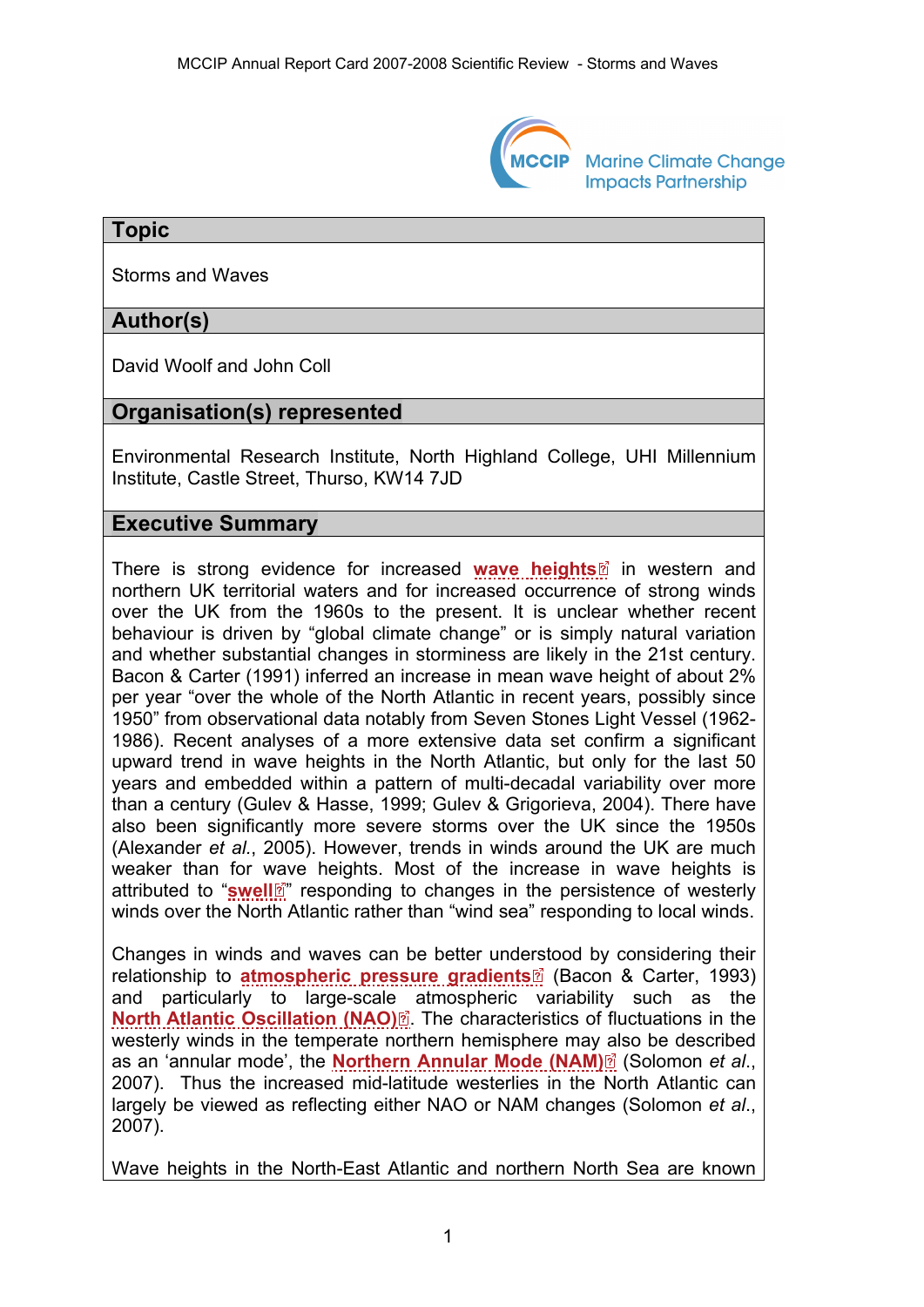## Topic

Storms and Waves

## Author(s)

David Woolf and John Coll

## Organisation(s) represented

Environmental Research Institute, North Highland College, UHI Millennium Institute, Castle Street, Thurso, KW14 7JD

## Executive Summary

There is strong evidence for increased **wave heights** in western and northern UK territorial waters and for increased occurrence of strong winds over the UK from the 1960s to the present. It is unclear whether recent behaviour is driven by "global climate change" or is simply natural variation and whether substantial changes in storminess are likely in the 21st century. Bacon & Carter (1991) inferred an increase in mean wave height of about 2% per year "over the whole of the North Atlantic in recent years, possibly since 1950" from observational data notably from Seven Stones Light Vessel (1962-1986). Recent analyses of a more extensive data set confirm a significant upward trend in wave heights in the North Atlantic, but only for the last 50 years and embedded within a pattern of multi-decadal variability over more than a century (Gulev & Hasse, 1999; Gulev & Grigorieva, 2004). There have also been significantly more severe storms over the UK since the 1950s (Alexander *et al.*, 2005). However, trends in winds around the UK are much weaker than for wave heights. Most of the increase in wave heights is attributed to "**swell**" responding to changes in the persistence of westerly winds over the North Atlantic rather than "wind sea" responding to local winds.

Changes in winds and waves can be better understood by considering their relationship to **atmospheric pressure gradients** (Bacon & Carter, 1993) and particularly to large-scale atmospheric variability such as the **North Atlantic Oscillation (NAO)**. The characteristics of fluctuations in the westerly winds in the temperate northern hemisphere may also be described as an 'annular mode', the **Northern Annular Mode (NAM)** (Solomon *et al.*, 2007). Thus the increased mid-latitude westerlies in the North Atlantic can largely be viewed as reflecting either NAO or NAM changes (Solomon *et al.*, 2007).

Wave heights in the North-East Atlantic and northern North Sea are known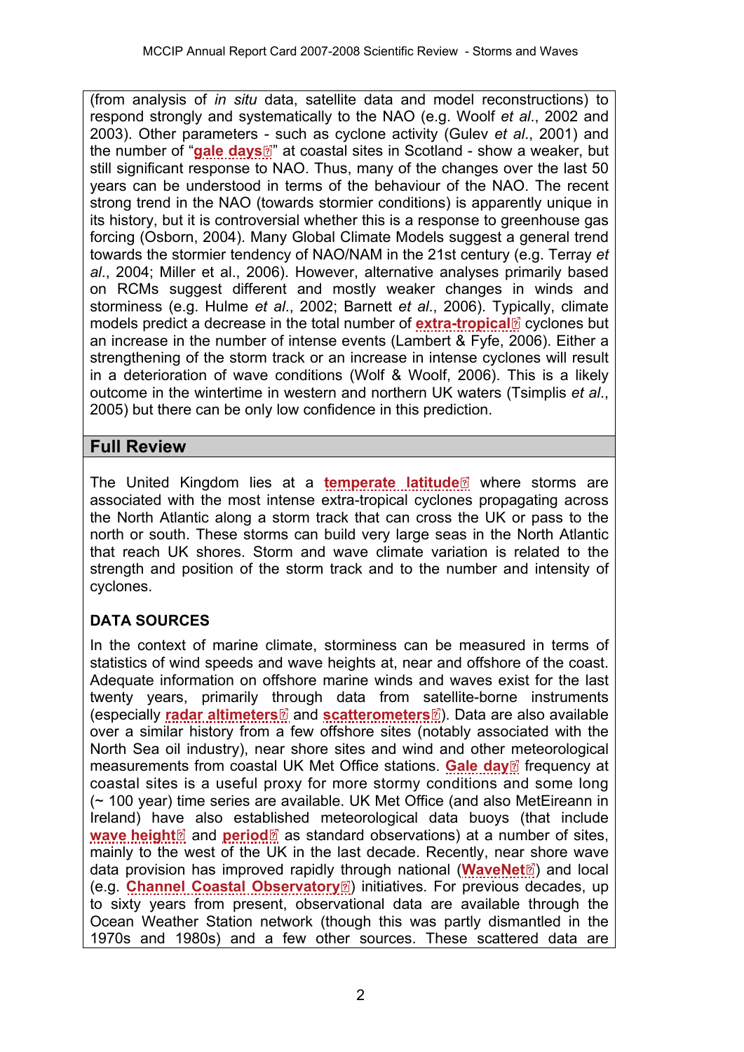(from analysis of *in situ* data, satellite data and model reconstructions) to respond strongly and systematically to the NAO (e.g. Woolf *et al*., 2002 and 2003). Other parameters - such as cyclone activity (Gulev *et al*., 2001) and the number of "**gale days**" at coastal sites in Scotland - show a weaker, but still significant response to NAO. Thus, many of the changes over the last 50 years can be understood in terms of the behaviour of the NAO. The recent strong trend in the NAO (towards stormier conditions) is apparently unique in its history, but it is controversial whether this is a response to greenhouse gas forcing (Osborn, 2004). Many Global Climate Models suggest a general trend towards the stormier tendency of NAO/NAM in the 21st century (e.g. Terray *et al*., 2004; Miller et al., 2006). However, alternative analyses primarily based on RCMs suggest different and mostly weaker changes in winds and storminess (e.g. Hulme *et al*., 2002; Barnett *et al*., 2006). Typically, climate models predict a decrease in the total number of **extra-tropical** cyclones but an increase in the number of intense events (Lambert & Fyfe, 2006). Either a strengthening of the storm track or an increase in intense cyclones will result in a deterioration of wave conditions (Wolf & Woolf, 2006). This is a likely outcome in the wintertime in western and northern UK waters (Tsimplis *et al*., 2005) but there can be only low confidence in this prediction.

## Full Review

The United Kingdom lies at a **temperate latitude** where storms are associated with the most intense extra-tropical cyclones propagating across the North Atlantic along a storm track that can cross the UK or pass to the north or south. These storms can build very large seas in the North Atlantic that reach UK shores. Storm and wave climate variation is related to the strength and position of the storm track and to the number and intensity of cyclones.

### DATA SOURCES

In the context of marine climate, storminess can be measured in terms of statistics of wind speeds and wave heights at, near and offshore of the coast. Adequate information on offshore marine winds and waves exist for the last twenty years, primarily through data from satellite-borne instruments (especially **radar altimeters** and **scatterometers**). Data are also available over a similar history from a few offshore sites (notably associated with the North Sea oil industry), near shore sites and wind and other meteorological measurements from coastal UK Met Office stations. **Gale day** frequency at coastal sites is a useful proxy for more stormy conditions and some long (~ 100 year) time series are available. UK Met Office (and also MetEireann in Ireland) have also established meteorological data buoys (that include **wave height** and **period** as standard observations) at a number of sites, mainly to the west of the UK in the last decade. Recently, near shore wave data provision has improved rapidly through national (**WaveNet**) and local (e.g. **Channel Coastal Observatory**) initiatives. For previous decades, up to sixty years from present, observational data are available through the Ocean Weather Station network (though this was partly dismantled in the 1970s and 1980s) and a few other sources. These scattered data are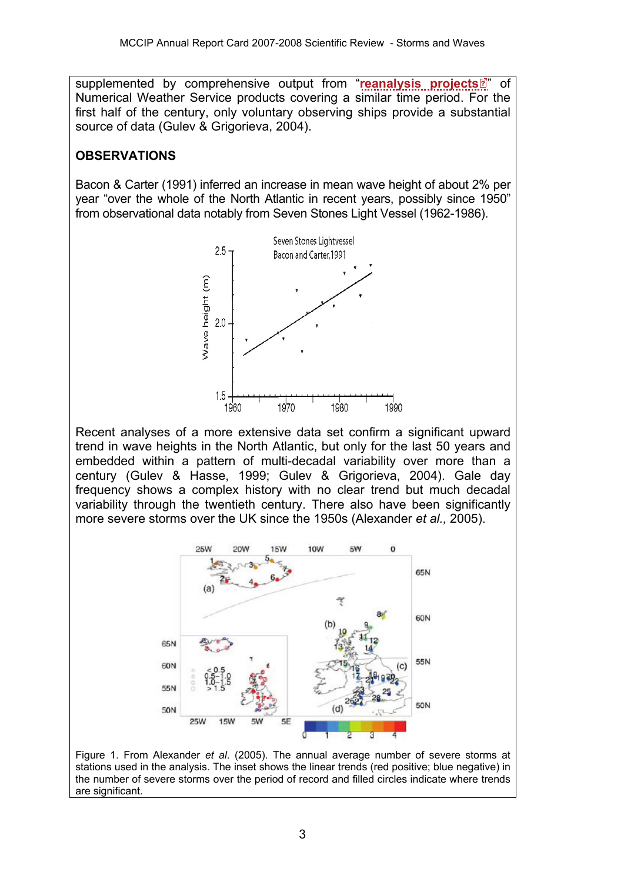supplemented by comprehensive output from "reanalysis projects" of Numerical Weather Service products covering a similar time period. For the first half of the century, only voluntary observing ships provide a substantial source of data (Gulev & Grigorieva, 2004).

## OBSERVATIONS

Bacon & Carter (1991) inferred an increase in mean wave height of about 2% per year "over the whole of the North Atlantic in recent years, possibly since 1950" from observational data notably from Seven Stones Light Vessel (1962-1986).

Recent analyses of a more extensive data set confirm a significant upward trend in wave heights in the North Atlantic, but only for the last 50 years and embedded within a pattern of multi-decadal variability over more than a century (Gulev & Hasse, 1999; Gulev & Grigorieva, 2004). Gale day frequency shows a complex history with no clear trend but much decadal variability through the twentieth century. There also have been significantly more severe storms over the UK since the 1950s (Alexander *et al.,* 2005).

Figure 1. From Alexander *et al*. (2005). The annual average number of severe storms at stations used in the analysis. The inset shows the linear trends (red positive; blue negative) in the number of severe storms over the period of record and filled circles indicate where trends are significant.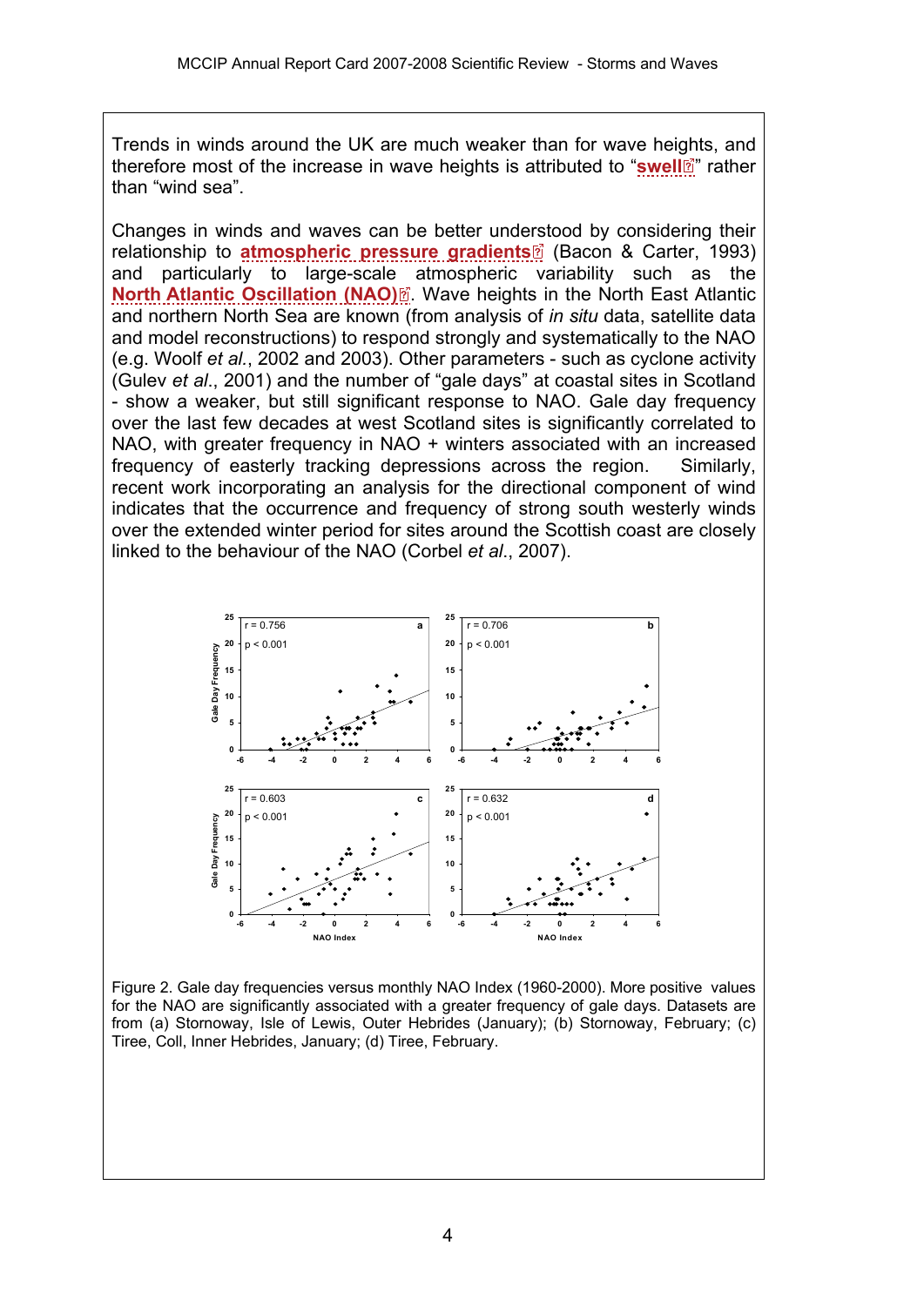Trends in winds around the UK are much weaker than for wave heights, and therefore most of the increase in wave heights is attributed to "**swell**" rather than "wind sea".

Changes in winds and waves can be better understood by considering their relationship to **atmospheric pressure gradients** (Bacon & Carter, 1993) and particularly to large-scale atmospheric variability such as the **North Atlantic Oscillation (NAO)**. Wave heights in the North East Atlantic and northern North Sea are known (from analysis of *in situ* data, satellite data and model reconstructions) to respond strongly and systematically to the NAO (e.g. Woolf *et al.*, 2002 and 2003). Other parameters - such as cyclone activity (Gulev *et al.*, 2001) and the number of "gale days" at coastal sites in Scotland - show a weaker, but still significant response to NAO. Gale day frequency over the last few decades at west Scotland sites is significantly correlated to NAO, with greater frequency in NAO + winters associated with an increased frequency of easterly tracking depressions across the region. Similarly, recent work incorporating an analysis for the directional component of wind indicates that the occurrence and frequency of strong south westerly winds over the extended winter period for sites around the Scottish coast are closely linked to the behaviour of the NAO (Corbel *et al.*, 2007).

Figure 2. Gale day frequencies versus monthly NAO Index (1960-2000). More positive values for the NAO are significantly associated with a greater frequency of gale days. Datasets are from (a) Stornoway, Isle of Lewis, Outer Hebrides (January); (b) Stornoway, February; (c) Tiree, Coll, Inner Hebrides, January; (d) Tiree, February.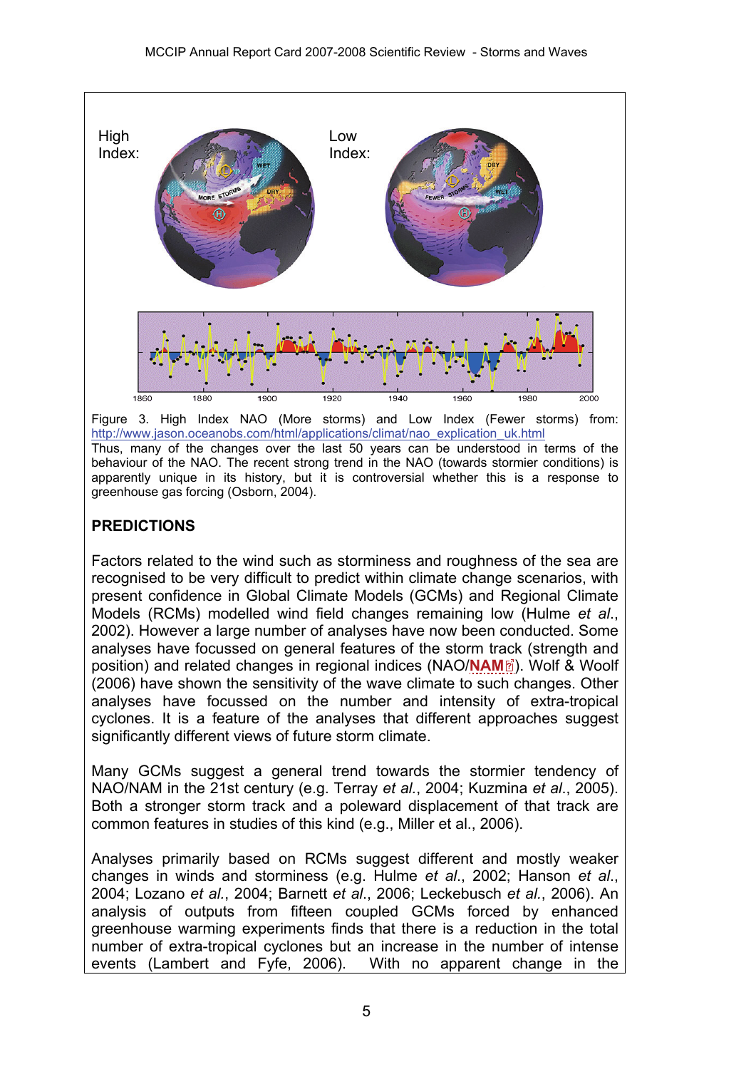Figure 3. High Index NAO (More storms) and Low Index (Fewer storms) from: http://www.jason.oceanobs.com/html/applications/climat/nao_explication_uk.html

Thus, many of the changes over the last 50 years can be understood in terms of the behaviour of the NAO. The recent strong trend in the NAO (towards stormier conditions) is apparently unique in its history, but it is controversial whether this is a response to greenhouse gas forcing (Osborn, 2004).

## PREDICTIONS

Factors related to the wind such as storminess and roughness of the sea are recognised to be very difficult to predict within climate change scenarios, with present confidence in Global Climate Models (GCMs) and Regional Climate Models (RCMs) modelled wind field changes remaining low (Hulme *et al.*, 2002). However a large number of analyses have now been conducted. Some analyses have focussed on general features of the storm track (strength and position) and related changes in regional indices (NAO/**NAM**). Wolf & Woolf (2006) have shown the sensitivity of the wave climate to such changes. Other analyses have focussed on the number and intensity of extra-tropical cyclones. It is a feature of the analyses that different approaches suggest significantly different views of future storm climate.

Many GCMs suggest a general trend towards the stormier tendency of NAO/NAM in the 21st century (e.g. Terray *et al.*, 2004; Kuzmina *et al.*, 2005). Both a stronger storm track and a poleward displacement of that track are common features in studies of this kind (e.g., Miller et al., 2006).

Analyses primarily based on RCMs suggest different and mostly weaker changes in winds and storminess (e.g. Hulme *et al.*, 2002; Hanson *et al.*, 2004; Lozano *et al.*, 2004; Barnett *et al.*, 2006; Leckebusch *et al.*, 2006). An analysis of outputs from fifteen coupled GCMs forced by enhanced greenhouse warming experiments finds that there is a reduction in the total number of extra-tropical cyclones but an increase in the number of intense events (Lambert and Fyfe, 2006). With no apparent change in the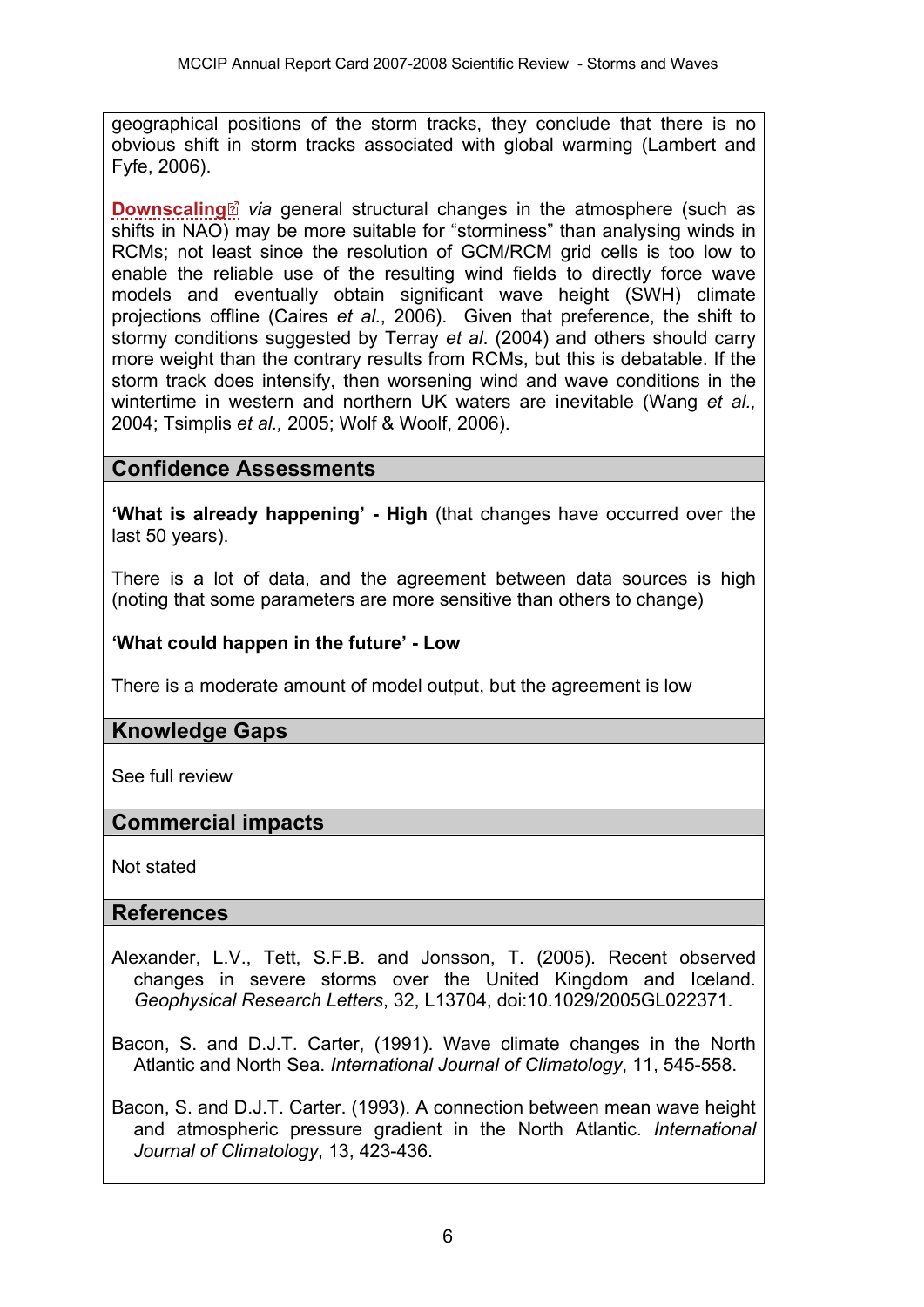geographical positions of the storm tracks, they conclude that there is no obvious shift in storm tracks associated with global warming (Lambert and Fyfe, 2006).

**Downscaling** *via* general structural changes in the atmosphere (such as shifts in NAO) may be more suitable for "storminess" than analysing winds in RCMs; not least since the resolution of GCM/RCM grid cells is too low to enable the reliable use of the resulting wind fields to directly force wave models and eventually obtain significant wave height (SWH) climate projections offline (Caires *et al*., 2006). Given that preference, the shift to stormy conditions suggested by Terray *et al*. (2004) and others should carry more weight than the contrary results from RCMs, but this is debatable. If the storm track does intensify, then worsening wind and wave conditions in the wintertime in western and northern UK waters are inevitable (Wang *et al.,* 2004; Tsimplis *et al.,* 2005; Wolf & Woolf, 2006).

## Confidence Assessments

**'What is already happening' - High** (that changes have occurred over the last 50 years).

There is a lot of data, and the agreement between data sources is high (noting that some parameters are more sensitive than others to change)

**'What could happen in the future' - Low**

There is a moderate amount of model output, but the agreement is low

## Knowledge Gaps

See full review

## Commercial impacts

Not stated

## References

Alexander, L.V., Tett, S.F.B. and Jonsson, T. (2005). Recent observed changes in severe storms over the United Kingdom and Iceland. *Geophysical Research Letters*, 32, L13704, doi:10.1029/2005GL022371.

Bacon, S. and D.J.T. Carter, (1991). Wave climate changes in the North Atlantic and North Sea. *International Journal of Climatology*, 11, 545-558.

Bacon, S. and D.J.T. Carter. (1993). A connection between mean wave height and atmospheric pressure gradient in the North Atlantic. *International Journal of Climatology*, 13, 423-436.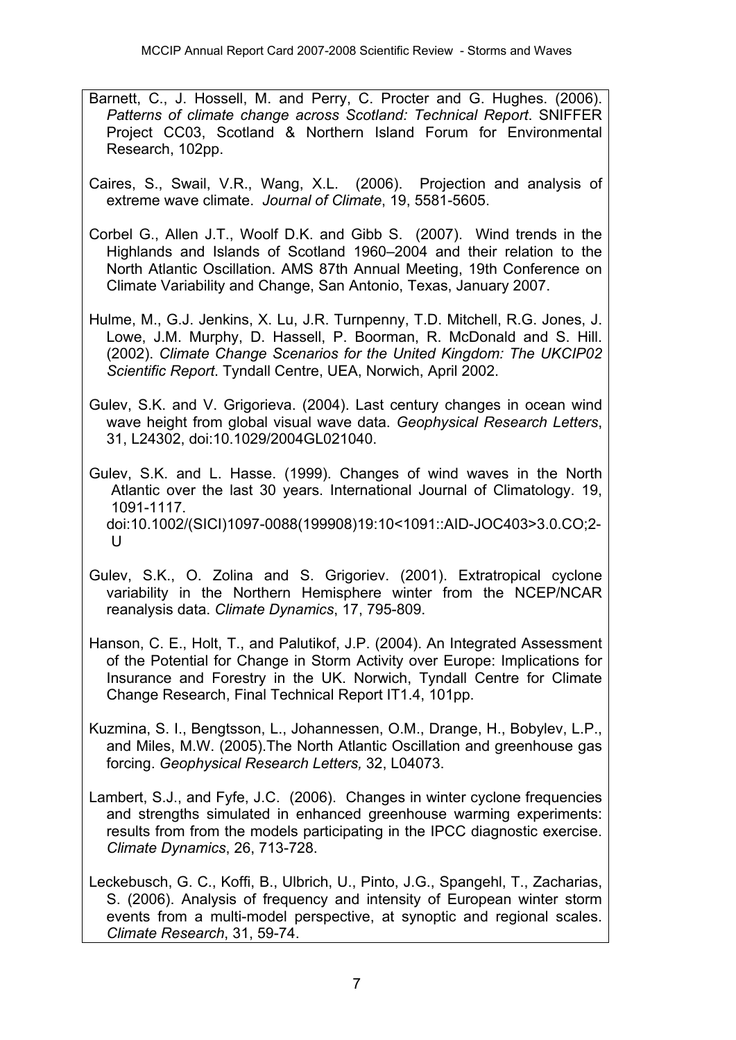Barnett, C., J. Hossell, M. and Perry, C. Procter and G. Hughes. (2006). *Patterns of climate change across Scotland: Technical Report*. SNIFFER Project CC03, Scotland & Northern Island Forum for Environmental Research, 102pp.

Caires, S., Swail, V.R., Wang, X.L. (2006). Projection and analysis of extreme wave climate. *Journal of Climate*, 19, 5581-5605.

Corbel G., Allen J.T., Woolf D.K. and Gibb S. (2007). Wind trends in the Highlands and Islands of Scotland 1960–2004 and their relation to the North Atlantic Oscillation. AMS 87th Annual Meeting, 19th Conference on Climate Variability and Change, San Antonio, Texas, January 2007.

Hulme, M., G.J. Jenkins, X. Lu, J.R. Turnpenny, T.D. Mitchell, R.G. Jones, J. Lowe, J.M. Murphy, D. Hassell, P. Boorman, R. McDonald and S. Hill. (2002). *Climate Change Scenarios for the United Kingdom: The UKCIP02 Scientific Report*. Tyndall Centre, UEA, Norwich, April 2002.

Gulev, S.K. and V. Grigorieva. (2004). Last century changes in ocean wind wave height from global visual wave data. *Geophysical Research Letters*, 31, L24302, doi:10.1029/2004GL021040.

Gulev, S.K. and L. Hasse. (1999). Changes of wind waves in the North Atlantic over the last 30 years. International Journal of Climatology. 19, 1091-1117. doi:10.1002/(SICI)1097-0088(199908)19:10<1091::AID-JOC403>3.0.CO;2-U

Gulev, S.K., O. Zolina and S. Grigoriev. (2001). Extratropical cyclone variability in the Northern Hemisphere winter from the NCEP/NCAR reanalysis data. *Climate Dynamics*, 17, 795-809.

Hanson, C. E., Holt, T., and Palutikof, J.P. (2004). An Integrated Assessment of the Potential for Change in Storm Activity over Europe: Implications for Insurance and Forestry in the UK. Norwich, Tyndall Centre for Climate Change Research, Final Technical Report IT1.4, 101pp.

Kuzmina, S. I., Bengtsson, L., Johannessen, O.M., Drange, H., Bobylev, L.P., and Miles, M.W. (2005).The North Atlantic Oscillation and greenhouse gas forcing. *Geophysical Research Letters,* 32, L04073.

Lambert, S.J., and Fyfe, J.C. (2006). Changes in winter cyclone frequencies and strengths simulated in enhanced greenhouse warming experiments: results from from the models participating in the IPCC diagnostic exercise. *Climate Dynamics*, 26, 713-728.

Leckebusch, G. C., Koffi, B., Ulbrich, U., Pinto, J.G., Spangehl, T., Zacharias, S. (2006). Analysis of frequency and intensity of European winter storm events from a multi-model perspective, at synoptic and regional scales. *Climate Research*, 31, 59-74.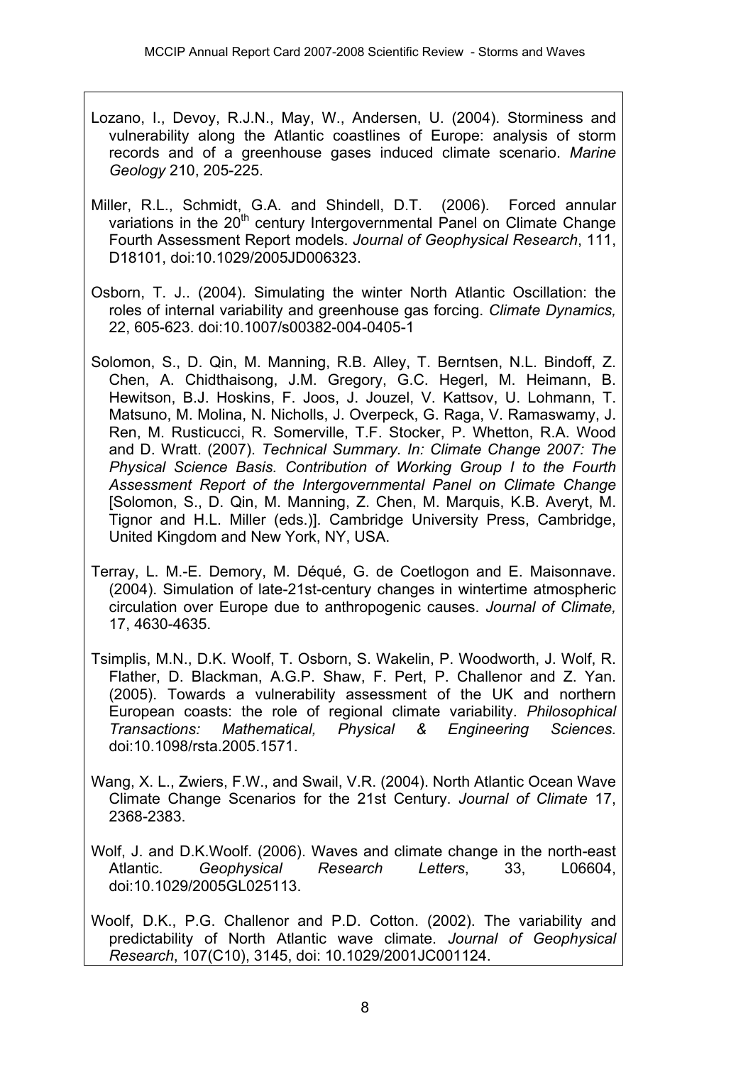Lozano, I., Devoy, R.J.N., May, W., Andersen, U. (2004). Storminess and vulnerability along the Atlantic coastlines of Europe: analysis of storm records and of a greenhouse gases induced climate scenario. *Marine Geology* 210, 205-225.

Miller, R.L., Schmidt, G.A. and Shindell, D.T. (2006). Forced annular variations in the 20th century Intergovernmental Panel on Climate Change Fourth Assessment Report models. *Journal of Geophysical Research*, 111, D18101, doi:10.1029/2005JD006323.

Osborn, T. J.. (2004). Simulating the winter North Atlantic Oscillation: the roles of internal variability and greenhouse gas forcing. *Climate Dynamics,* 22, 605-623. doi:10.1007/s00382-004-0405-1

Solomon, S., D. Qin, M. Manning, R.B. Alley, T. Berntsen, N.L. Bindoff, Z. Chen, A. Chidthaisong, J.M. Gregory, G.C. Hegerl, M. Heimann, B. Hewitson, B.J. Hoskins, F. Joos, J. Jouzel, V. Kattsov, U. Lohmann, T. Matsuno, M. Molina, N. Nicholls, J. Overpeck, G. Raga, V. Ramaswamy, J. Ren, M. Rusticucci, R. Somerville, T.F. Stocker, P. Whetton, R.A. Wood and D. Wratt. (2007). *Technical Summary. In: Climate Change 2007: The Physical Science Basis. Contribution of Working Group I to the Fourth Assessment Report of the Intergovernmental Panel on Climate Change* [Solomon, S., D. Qin, M. Manning, Z. Chen, M. Marquis, K.B. Averyt, M. Tignor and H.L. Miller (eds.)]. Cambridge University Press, Cambridge, United Kingdom and New York, NY, USA.

Terray, L. M.-E. Demory, M. Déqué, G. de Coetlogon and E. Maisonnave. (2004). Simulation of late-21st-century changes in wintertime atmospheric circulation over Europe due to anthropogenic causes. *Journal of Climate,* 17, 4630-4635.

Tsimplis, M.N., D.K. Woolf, T. Osborn, S. Wakelin, P. Woodworth, J. Wolf, R. Flather, D. Blackman, A.G.P. Shaw, F. Pert, P. Challenor and Z. Yan. (2005). Towards a vulnerability assessment of the UK and northern European coasts: the role of regional climate variability. *Philosophical Transactions: Mathematical, Physical & Engineering Sciences.* doi:10.1098/rsta.2005.1571.

Wang, X. L., Zwiers, F.W., and Swail, V.R. (2004). North Atlantic Ocean Wave Climate Change Scenarios for the 21st Century. *Journal of Climate* 17, 2368-2383.

Wolf, J. and D.K.Woolf. (2006). Waves and climate change in the north-east Atlantic. *Geophysical Research Letters*, 33, L06604, doi:10.1029/2005GL025113.

Woolf, D.K., P.G. Challenor and P.D. Cotton. (2002). The variability and predictability of North Atlantic wave climate. *Journal of Geophysical Research*, 107(C10), 3145, doi: 10.1029/2001JC001124.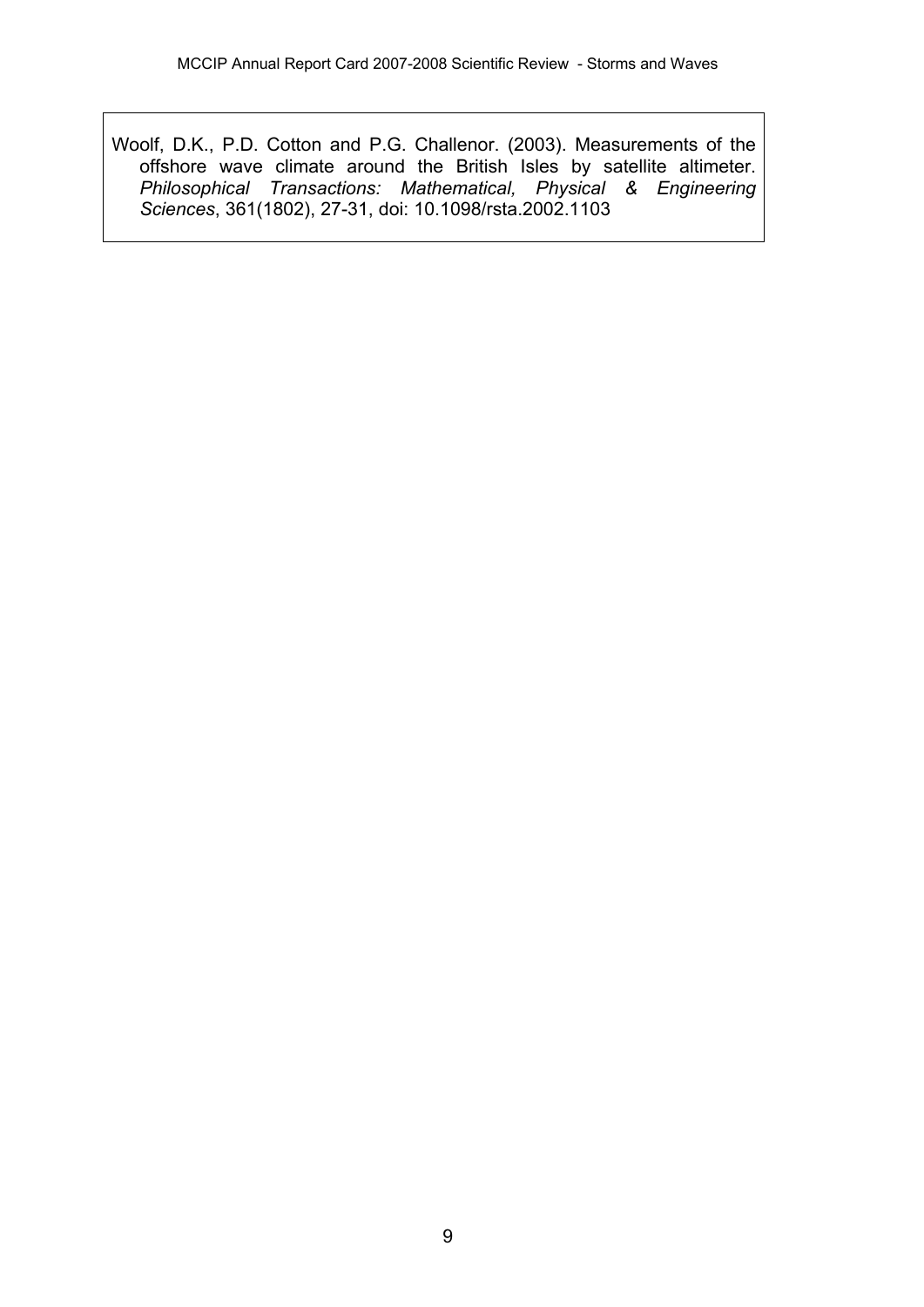Woolf, D.K., P.D. Cotton and P.G. Challenor. (2003). Measurements of the offshore wave climate around the British Isles by satellite altimeter. *Philosophical Transactions: Mathematical, Physical & Engineering Sciences*, 361(1802), 27-31, doi: 10.1098/rsta.2002.1103